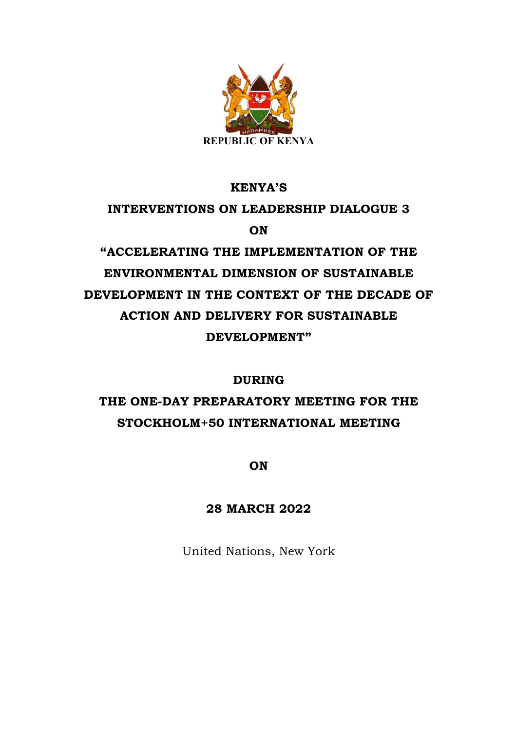REPUBLIC OF KENYA

**KENYA'S**

**INTERVENTIONS ON LEADERSHIP DIALOGUE 3**

**ON**

**"ACCELERATING THE IMPLEMENTATION OF THE ENVIRONMENTAL DIMENSION OF SUSTAINABLE DEVELOPMENT IN THE CONTEXT OF THE DECADE OF ACTION AND DELIVERY FOR SUSTAINABLE DEVELOPMENT"**

**DURING**

**THE ONE-DAY PREPARATORY MEETING FOR THE STOCKHOLM+50 INTERNATIONAL MEETING**

**ON**

**28 MARCH 2022**

United Nations, New York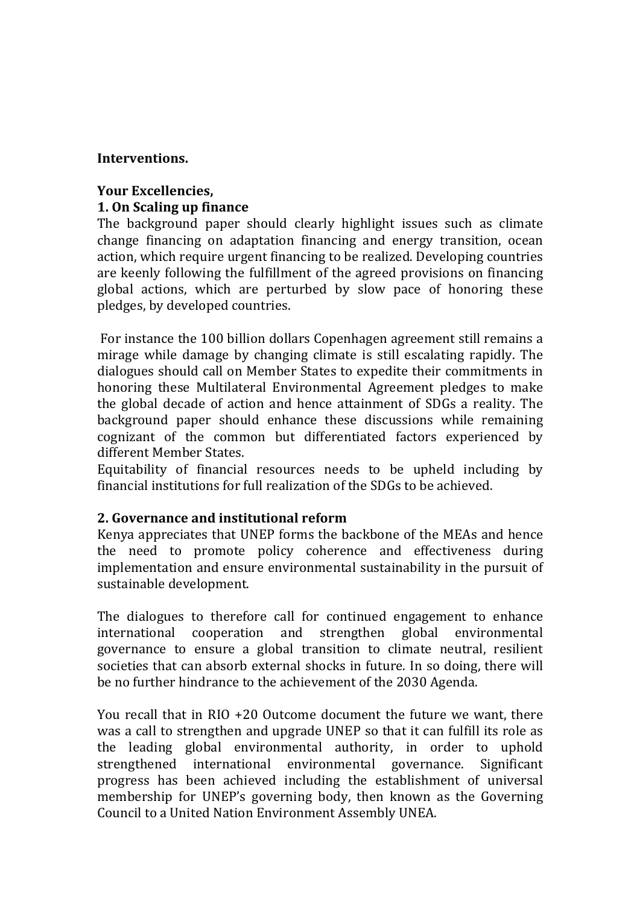**Interventions.**

**Your Excellencies,**

**1. On Scaling up finance**

The background paper should clearly highlight issues such as climate change financing on adaptation financing and energy transition, ocean action, which require urgent financing to be realized. Developing countries are keenly following the fulfillment of the agreed provisions on financing global actions, which are perturbed by slow pace of honoring these pledges, by developed countries.

For instance the 100 billion dollars Copenhagen agreement still remains a mirage while damage by changing climate is still escalating rapidly. The dialogues should call on Member States to expedite their commitments in honoring these Multilateral Environmental Agreement pledges to make the global decade of action and hence attainment of SDGs a reality. The background paper should enhance these discussions while remaining cognizant of the common but differentiated factors experienced by different Member States.

Equitability of financial resources needs to be upheld including by financial institutions for full realization of the SDGs to be achieved.

**2. Governance and institutional reform**

Kenya appreciates that UNEP forms the backbone of the MEAs and hence the need to promote policy coherence and effectiveness during implementation and ensure environmental sustainability in the pursuit of sustainable development.

The dialogues to therefore call for continued engagement to enhance international cooperation and strengthen global environmental governance to ensure a global transition to climate neutral, resilient societies that can absorb external shocks in future. In so doing, there will be no further hindrance to the achievement of the 2030 Agenda.

You recall that in RIO +20 Outcome document the future we want, there was a call to strengthen and upgrade UNEP so that it can fulfill its role as the leading global environmental authority, in order to uphold strengthened international environmental governance. Significant progress has been achieved including the establishment of universal membership for UNEP's governing body, then known as the Governing Council to a United Nation Environment Assembly UNEA.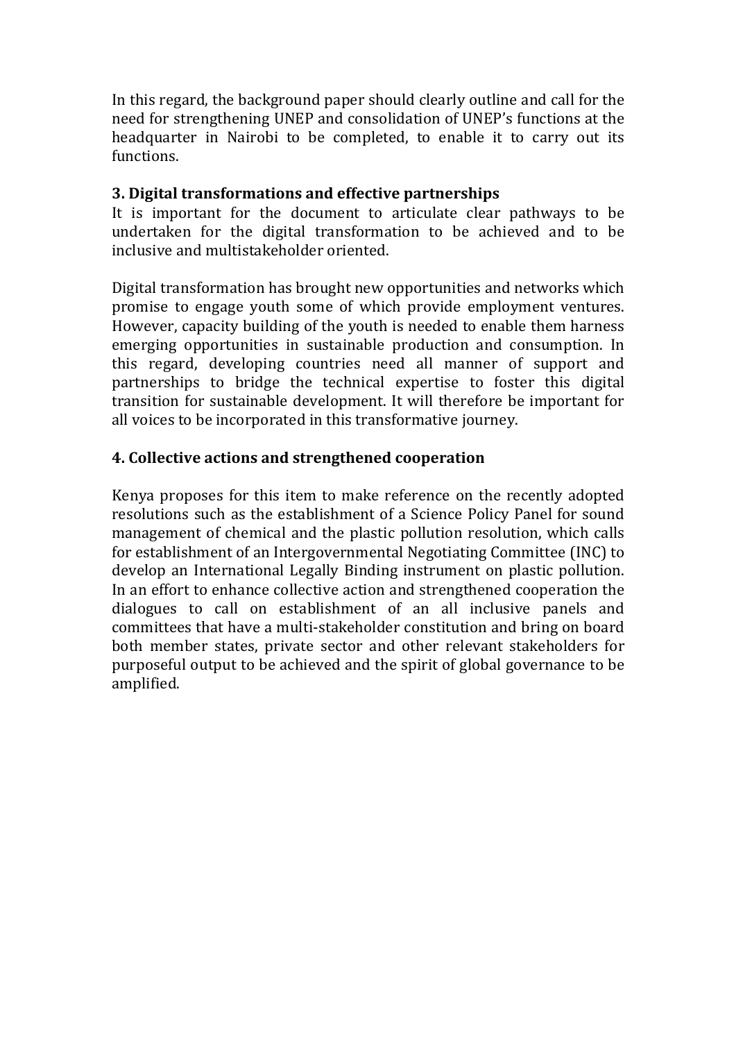In this regard, the background paper should clearly outline and call for the need for strengthening UNEP and consolidation of UNEP's functions at the headquarter in Nairobi to be completed, to enable it to carry out its functions.

**3. Digital transformations and effective partnerships**

It is important for the document to articulate clear pathways to be undertaken for the digital transformation to be achieved and to be inclusive and multistakeholder oriented.

Digital transformation has brought new opportunities and networks which promise to engage youth some of which provide employment ventures. However, capacity building of the youth is needed to enable them harness emerging opportunities in sustainable production and consumption. In this regard, developing countries need all manner of support and partnerships to bridge the technical expertise to foster this digital transition for sustainable development. It will therefore be important for all voices to be incorporated in this transformative journey.

**4. Collective actions and strengthened cooperation**

Kenya proposes for this item to make reference on the recently adopted resolutions such as the establishment of a Science Policy Panel for sound management of chemical and the plastic pollution resolution, which calls for establishment of an Intergovernmental Negotiating Committee (INC) to develop an International Legally Binding instrument on plastic pollution. In an effort to enhance collective action and strengthened cooperation the dialogues to call on establishment of an all inclusive panels and committees that have a multi-stakeholder constitution and bring on board both member states, private sector and other relevant stakeholders for purposeful output to be achieved and the spirit of global governance to be amplified.